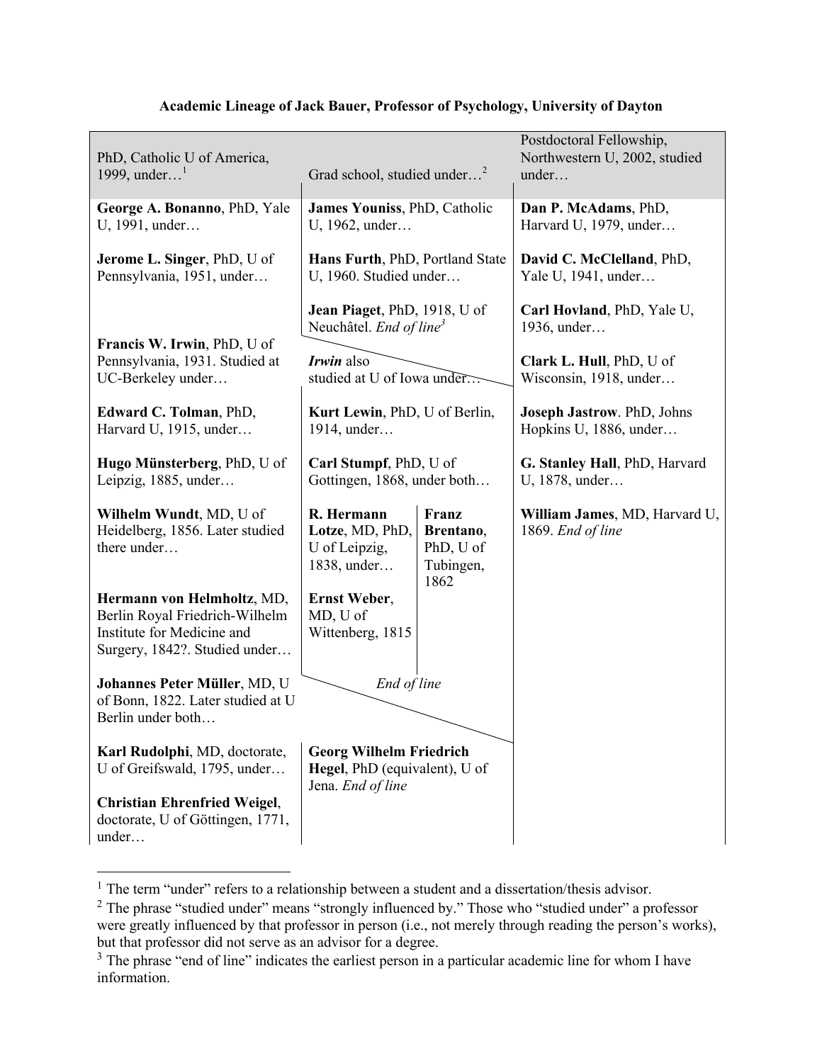**Academic Lineage of Jack Bauer, Professor of Psychology, University of Dayton**

| PhD, Catholic U of America, 1999, under…[1] | Grad school, studied under…[2] | | Postdoctoral Fellowship, Northwestern U, 2002, studied under… |
|---|---|---|---|
| **George A. Bonanno**, PhD, Yale U, 1991, under… | **James Youniss**, PhD, Catholic U, 1962, under… | | **Dan P. McAdams**, PhD, Harvard U, 1979, under… |
| **Jerome L. Singer**, PhD, U of Pennsylvania, 1951, under… | **Hans Furth**, PhD, Portland State U, 1960. Studied under… | | **David C. McClelland**, PhD, Yale U, 1941, under… |
| | **Jean Piaget**, PhD, 1918, U of Neuchâtel. *End of line*[3] | | **Carl Hovland**, PhD, Yale U, 1936, under… |
| **Francis W. Irwin**, PhD, U of Pennsylvania, 1931. Studied at UC-Berkeley under… | ***Irwin*** also studied at U of Iowa under… | | **Clark L. Hull**, PhD, U of Wisconsin, 1918, under… |
| **Edward C. Tolman**, PhD, Harvard U, 1915, under… | **Kurt Lewin**, PhD, U of Berlin, 1914, under… | | **Joseph Jastrow**. PhD, Johns Hopkins U, 1886, under… |
| **Hugo Münsterberg**, PhD, U of Leipzig, 1885, under… | **Carl Stumpf**, PhD, U of Gottingen, 1868, under both… | | **G. Stanley Hall**, PhD, Harvard U, 1878, under… |
| **Wilhelm Wundt**, MD, U of Heidelberg, 1856. Later studied there under… | **R. Hermann Lotze**, MD, PhD, U of Leipzig, 1838, under… | **Franz Brentano**, PhD, U of Tubingen, 1862 | **William James**, MD, Harvard U, 1869. *End of line* |
| **Hermann von Helmholtz**, MD, Berlin Royal Friedrich-Wilhelm Institute for Medicine and Surgery, 1842?. Studied under… | **Ernst Weber**, MD, U of Wittenberg, 1815 | | |
| **Johannes Peter Müller**, MD, U of Bonn, 1822. Later studied at U Berlin under both… | *End of line* | | |
| **Karl Rudolphi**, MD, doctorate, U of Greifswald, 1795, under… | **Georg Wilhelm Friedrich Hegel**, PhD (equivalent), U of Jena. *End of line* | | |
| **Christian Ehrenfried Weigel**, doctorate, U of Göttingen, 1771, under… | | | |

[1] The term "under" refers to a relationship between a student and a dissertation/thesis advisor.

[2] The phrase "studied under" means "strongly influenced by." Those who "studied under" a professor were greatly influenced by that professor in person (i.e., not merely through reading the person's works), but that professor did not serve as an advisor for a degree.

[3] The phrase "end of line" indicates the earliest person in a particular academic line for whom I have information.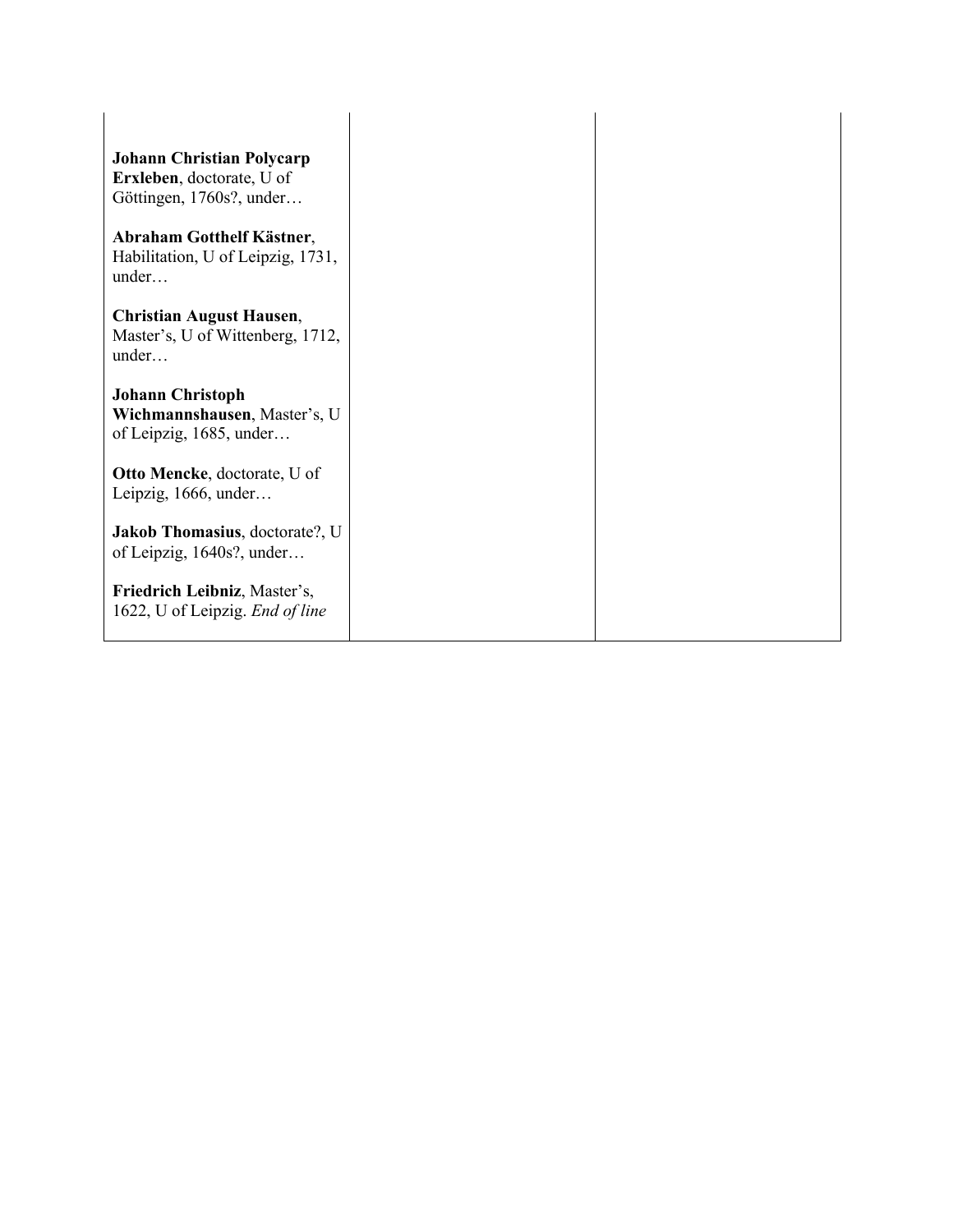| | | |
|---|---|---|
| **Johann Christian Polycarp Erxleben**, doctorate, U of Göttingen, 1760s?, under…<br><br>**Abraham Gotthelf Kästner**, Habilitation, U of Leipzig, 1731, under…<br><br>**Christian August Hausen**, Master's, U of Wittenberg, 1712, under…<br><br>**Johann Christoph Wichmannshausen**, Master's, U of Leipzig, 1685, under…<br><br>**Otto Mencke**, doctorate, U of Leipzig, 1666, under…<br><br>**Jakob Thomasius**, doctorate?, U of Leipzig, 1640s?, under…<br><br>**Friedrich Leibniz**, Master's, 1622, U of Leipzig. *End of line* | | |